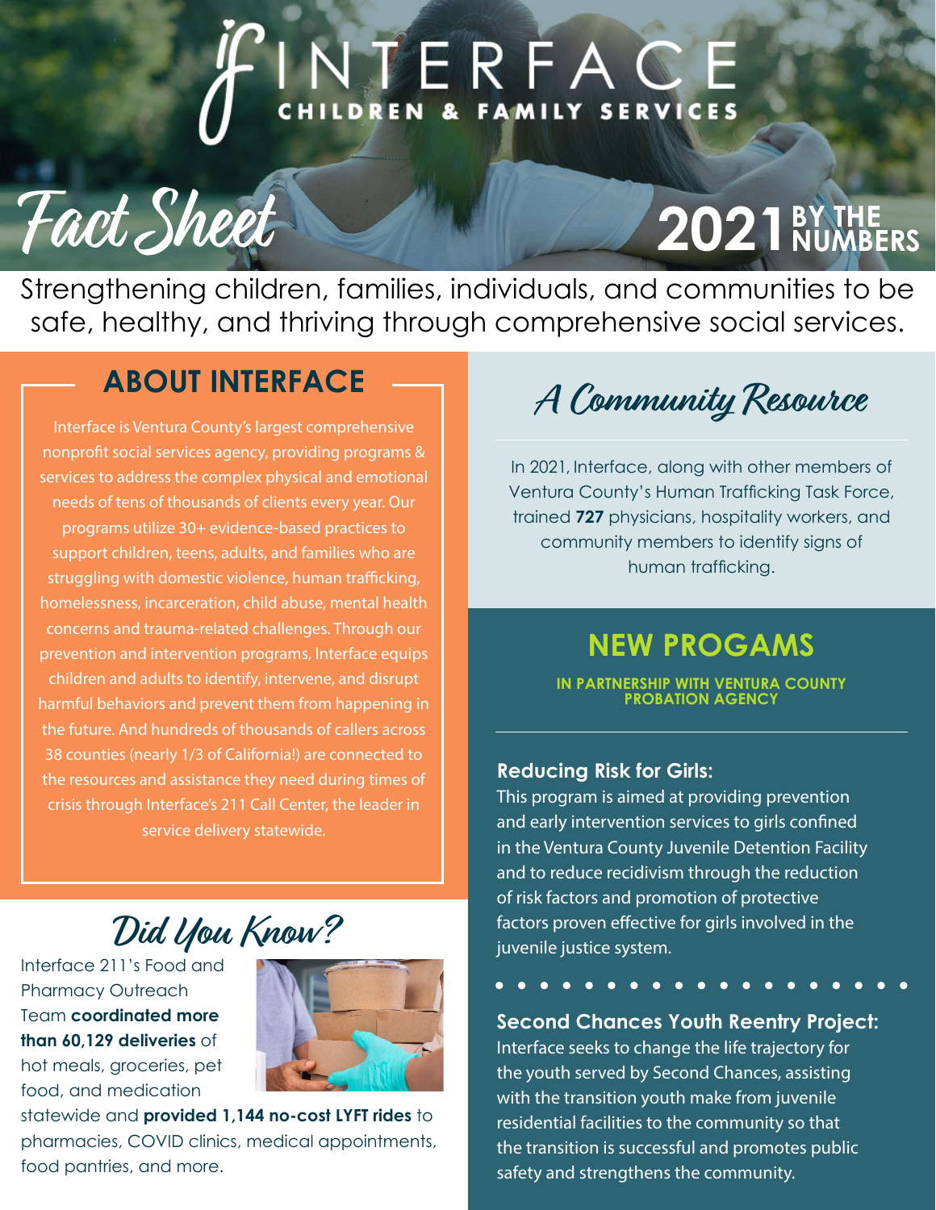# INTERFACE CHILDREN & FAMILY SERVICES

## Fact Sheet

## 2021 BY THE NUMBERS

Strengthening children, families, individuals, and communities to be safe, healthy, and thriving through comprehensive social services.

## ABOUT INTERFACE

Interface is Ventura County's largest comprehensive nonprofit social services agency, providing programs & services to address the complex physical and emotional needs of tens of thousands of clients every year. Our programs utilize 30+ evidence-based practices to support children, teens, adults, and families who are struggling with domestic violence, human trafficking, homelessness, incarceration, child abuse, mental health concerns and trauma-related challenges. Through our prevention and intervention programs, Interface equips children and adults to identify, intervene, and disrupt harmful behaviors and prevent them from happening in the future. And hundreds of thousands of callers across 38 counties (nearly 1/3 of California!) are connected to the resources and assistance they need during times of crisis through Interface's 211 Call Center, the leader in service delivery statewide.

## Did You Know?

Interface 211's Food and Pharmacy Outreach Team **coordinated more than 60,129 deliveries** of hot meals, groceries, pet food, and medication statewide and **provided 1,144 no-cost LYFT rides** to pharmacies, COVID clinics, medical appointments, food pantries, and more.

## A Community Resource

In 2021, Interface, along with other members of Ventura County's Human Trafficking Task Force, trained **727** physicians, hospitality workers, and community members to identify signs of human trafficking.

## NEW PROGAMS

**IN PARTNERSHIP WITH VENTURA COUNTY PROBATION AGENCY**

### Reducing Risk for Girls:

This program is aimed at providing prevention and early intervention services to girls confined in the Ventura County Juvenile Detention Facility and to reduce recidivism through the reduction of risk factors and promotion of protective factors proven effective for girls involved in the juvenile justice system.

### Second Chances Youth Reentry Project:

Interface seeks to change the life trajectory for the youth served by Second Chances, assisting with the transition youth make from juvenile residential facilities to the community so that the transition is successful and promotes public safety and strengthens the community.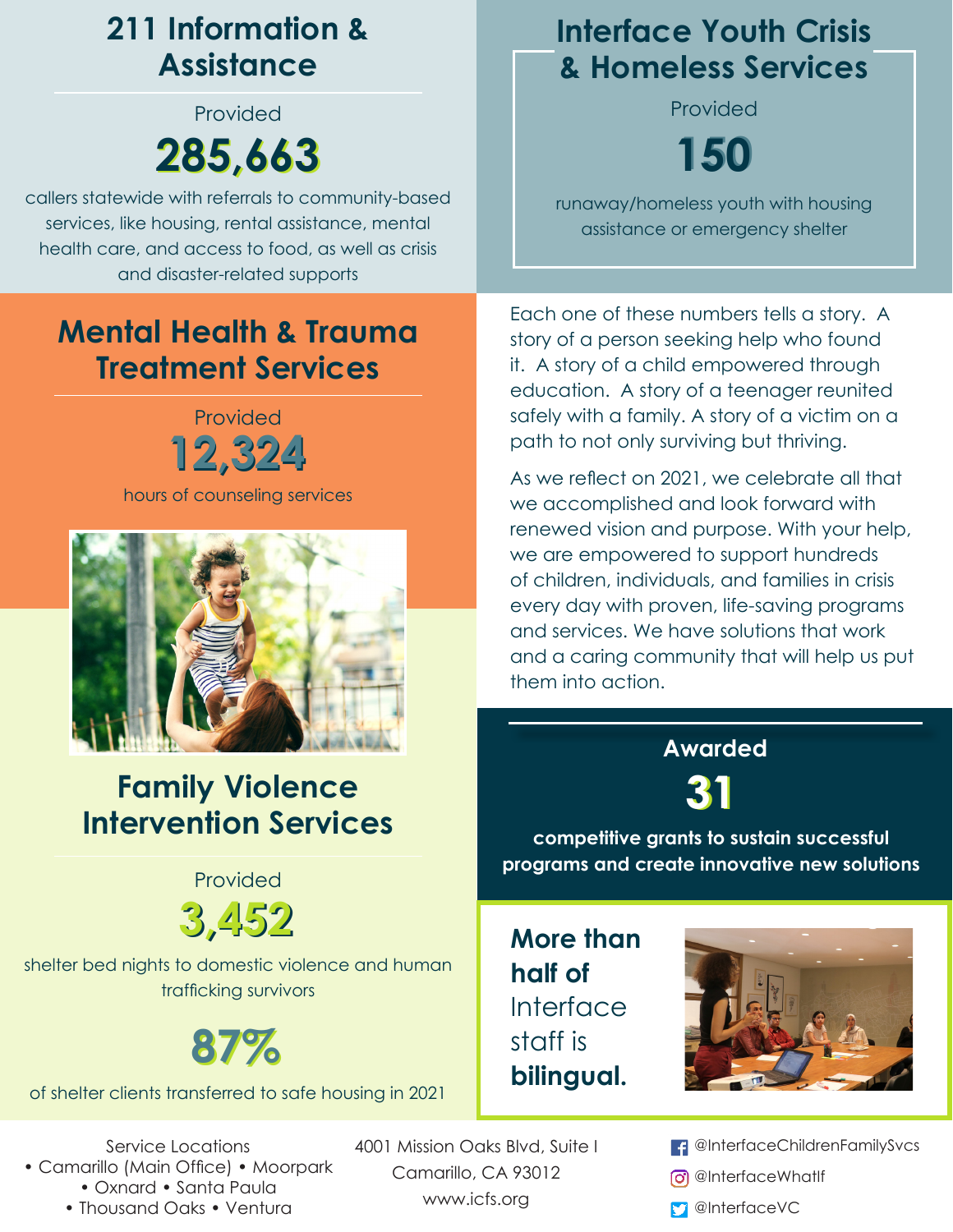## 211 Information & Assistance

Provided

**285,663**

callers statewide with referrals to community-based services, like housing, rental assistance, mental health care, and access to food, as well as crisis and disaster-related supports

## Interface Youth Crisis & Homeless Services

Provided

**150**

runaway/homeless youth with housing assistance or emergency shelter

## Mental Health & Trauma Treatment Services

Provided

**12,324**

hours of counseling services

Each one of these numbers tells a story. A story of a person seeking help who found it. A story of a child empowered through education. A story of a teenager reunited safely with a family. A story of a victim on a path to not only surviving but thriving.

As we reflect on 2021, we celebrate all that we accomplished and look forward with renewed vision and purpose. With your help, we are empowered to support hundreds of children, individuals, and families in crisis every day with proven, life-saving programs and services. We have solutions that work and a caring community that will help us put them into action.

## Family Violence Intervention Services

Provided

**3,452**

shelter bed nights to domestic violence and human trafficking survivors

**87%**

of shelter clients transferred to safe housing in 2021

**Awarded**

**31**

**competitive grants to sustain successful programs and create innovative new solutions**

**More than half of** Interface staff is **bilingual.**

Service Locations
• Camarillo (Main Office) • Moorpark
• Oxnard • Santa Paula
• Thousand Oaks • Ventura

4001 Mission Oaks Blvd, Suite I
Camarillo, CA 93012
www.icfs.org

@InterfaceChildrenFamilySvcs
@InterfaceWhatIf
@InterfaceVC